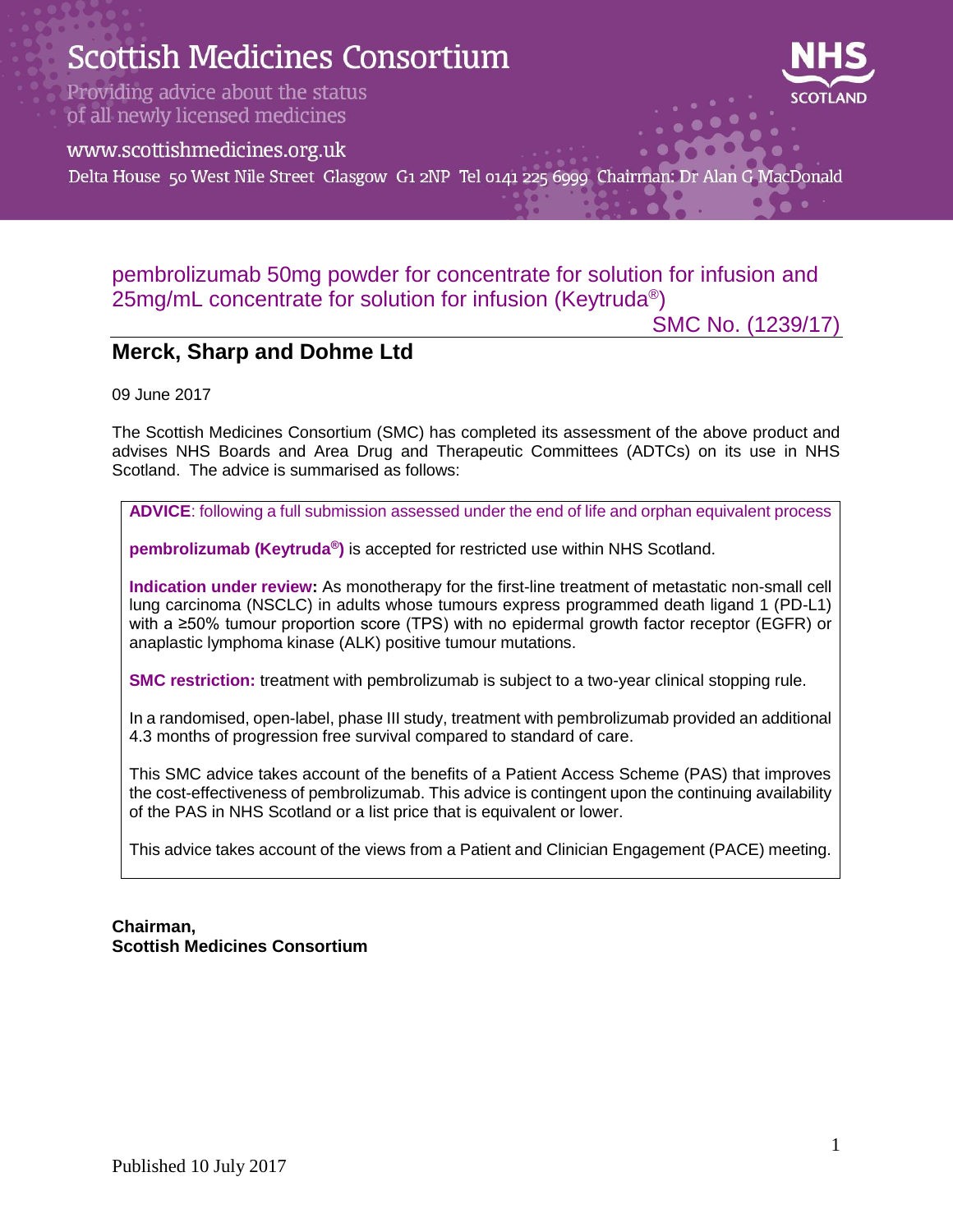# Scottish Medicines Consortium

Providing advice about the status of all newly licensed medicines

www.scottishmedicines.org.uk

Delta House 50 West Nile Street Glasgow G1 2NP Tel 0141 225 6999 Chairman: Dr Alan G MacDonald

## pembrolizumab 50mg powder for concentrate for solution for infusion and 25mg/mL concentrate for solution for infusion (Keytruda®)

SMC No. (1239/17)

## Merck, Sharp and Dohme Ltd

09 June 2017

The Scottish Medicines Consortium (SMC) has completed its assessment of the above product and advises NHS Boards and Area Drug and Therapeutic Committees (ADTCs) on its use in NHS Scotland. The advice is summarised as follows:

**ADVICE**: following a full submission assessed under the end of life and orphan equivalent process

**pembrolizumab (Keytruda®)** is accepted for restricted use within NHS Scotland.

**Indication under review:** As monotherapy for the first-line treatment of metastatic non-small cell lung carcinoma (NSCLC) in adults whose tumours express programmed death ligand 1 (PD-L1) with a ≥50% tumour proportion score (TPS) with no epidermal growth factor receptor (EGFR) or anaplastic lymphoma kinase (ALK) positive tumour mutations.

**SMC restriction:** treatment with pembrolizumab is subject to a two-year clinical stopping rule.

In a randomised, open-label, phase III study, treatment with pembrolizumab provided an additional 4.3 months of progression free survival compared to standard of care.

This SMC advice takes account of the benefits of a Patient Access Scheme (PAS) that improves the cost-effectiveness of pembrolizumab. This advice is contingent upon the continuing availability of the PAS in NHS Scotland or a list price that is equivalent or lower.

This advice takes account of the views from a Patient and Clinician Engagement (PACE) meeting.

**Chairman,**
**Scottish Medicines Consortium**

Published 10 July 2017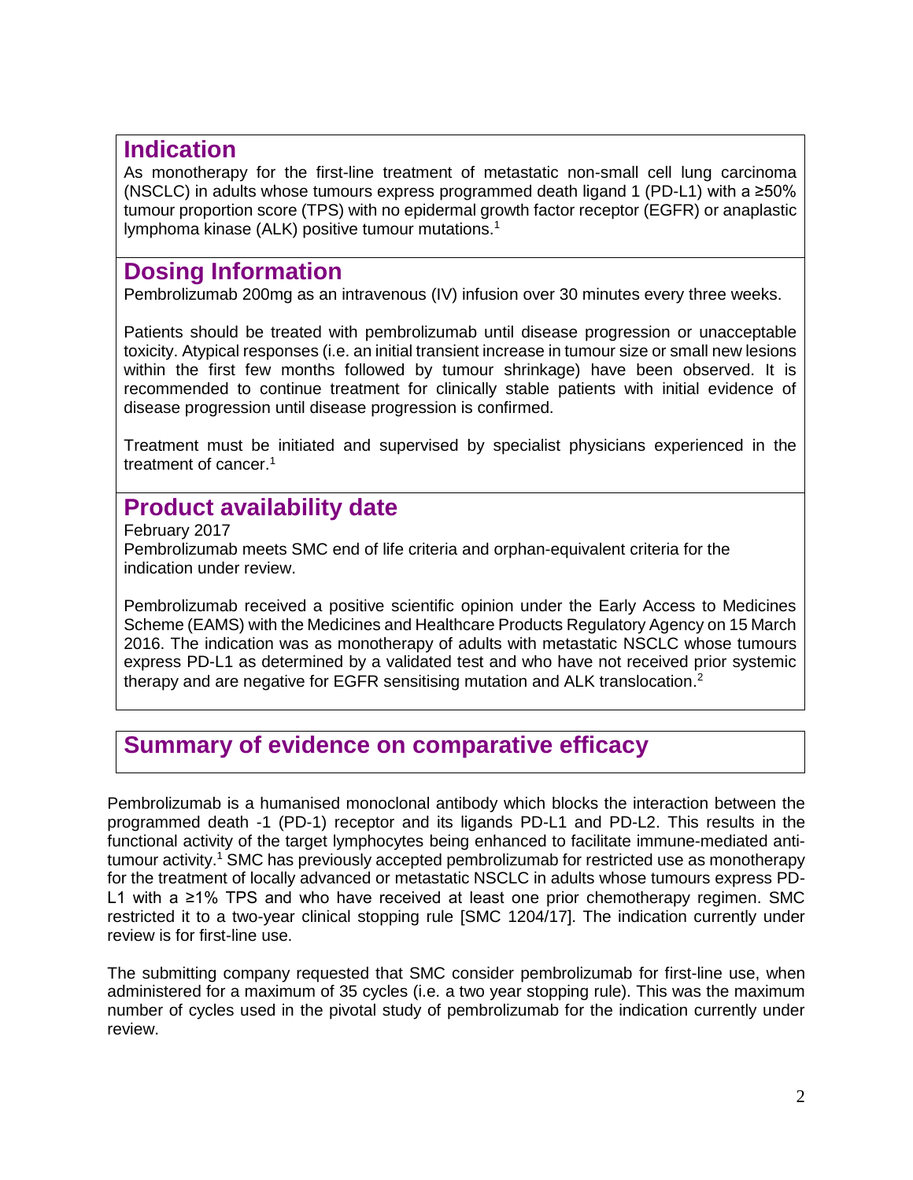## Indication

As monotherapy for the first-line treatment of metastatic non-small cell lung carcinoma (NSCLC) in adults whose tumours express programmed death ligand 1 (PD-L1) with a ≥50% tumour proportion score (TPS) with no epidermal growth factor receptor (EGFR) or anaplastic lymphoma kinase (ALK) positive tumour mutations.[1]

## Dosing Information

Pembrolizumab 200mg as an intravenous (IV) infusion over 30 minutes every three weeks.

Patients should be treated with pembrolizumab until disease progression or unacceptable toxicity. Atypical responses (i.e. an initial transient increase in tumour size or small new lesions within the first few months followed by tumour shrinkage) have been observed. It is recommended to continue treatment for clinically stable patients with initial evidence of disease progression until disease progression is confirmed.

Treatment must be initiated and supervised by specialist physicians experienced in the treatment of cancer.[1]

## Product availability date

February 2017

Pembrolizumab meets SMC end of life criteria and orphan-equivalent criteria for the indication under review.

Pembrolizumab received a positive scientific opinion under the Early Access to Medicines Scheme (EAMS) with the Medicines and Healthcare Products Regulatory Agency on 15 March 2016. The indication was as monotherapy of adults with metastatic NSCLC whose tumours express PD-L1 as determined by a validated test and who have not received prior systemic therapy and are negative for EGFR sensitising mutation and ALK translocation.[2]

## Summary of evidence on comparative efficacy

Pembrolizumab is a humanised monoclonal antibody which blocks the interaction between the programmed death -1 (PD-1) receptor and its ligands PD-L1 and PD-L2. This results in the functional activity of the target lymphocytes being enhanced to facilitate immune-mediated anti-tumour activity.[1] SMC has previously accepted pembrolizumab for restricted use as monotherapy for the treatment of locally advanced or metastatic NSCLC in adults whose tumours express PD-L1 with a ≥1% TPS and who have received at least one prior chemotherapy regimen. SMC restricted it to a two-year clinical stopping rule [SMC 1204/17]. The indication currently under review is for first-line use.

The submitting company requested that SMC consider pembrolizumab for first-line use, when administered for a maximum of 35 cycles (i.e. a two year stopping rule). This was the maximum number of cycles used in the pivotal study of pembrolizumab for the indication currently under review.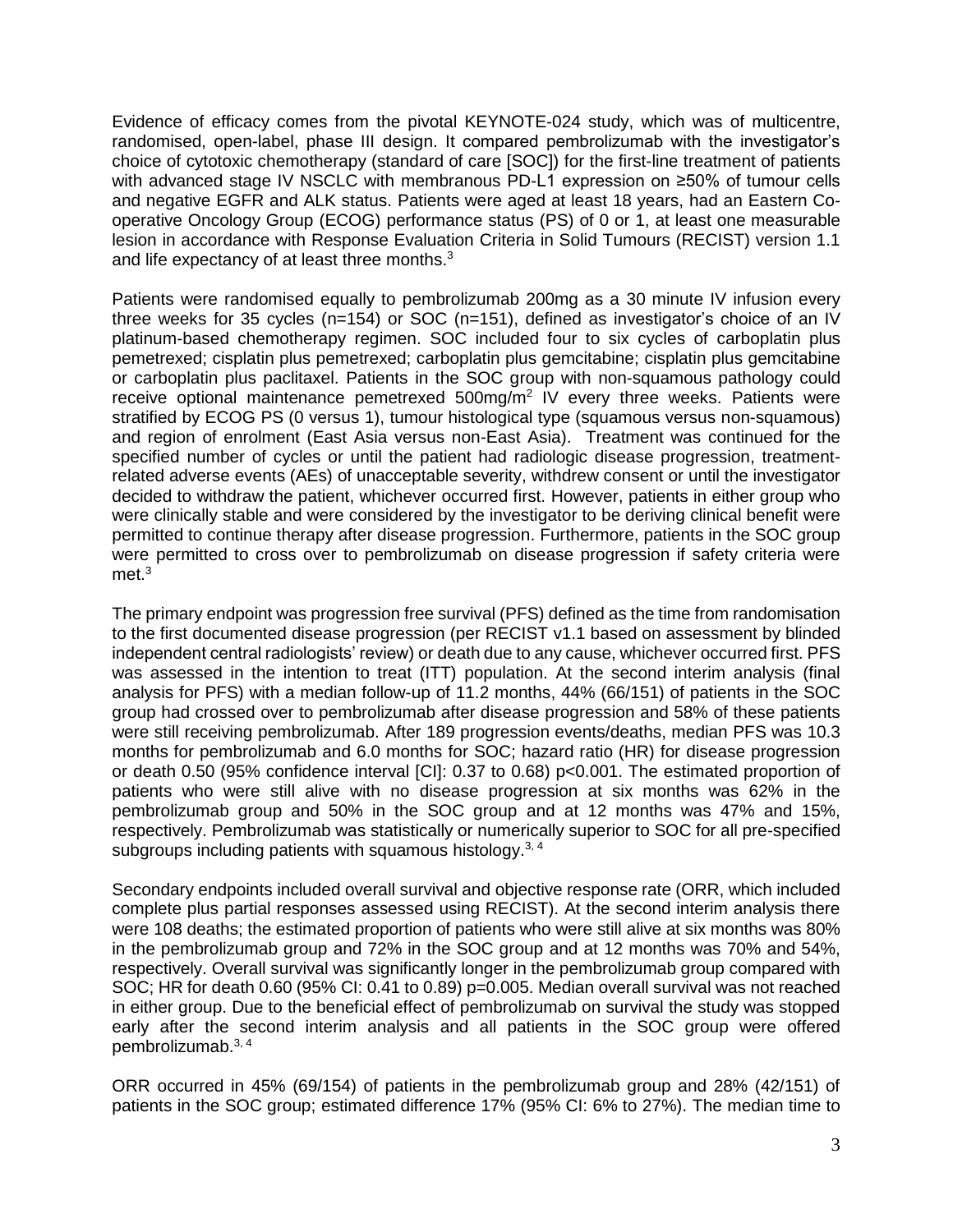Evidence of efficacy comes from the pivotal KEYNOTE-024 study, which was of multicentre, randomised, open-label, phase III design. It compared pembrolizumab with the investigator's choice of cytotoxic chemotherapy (standard of care [SOC]) for the first-line treatment of patients with advanced stage IV NSCLC with membranous PD-L1 expression on ≥50% of tumour cells and negative EGFR and ALK status. Patients were aged at least 18 years, had an Eastern Co-operative Oncology Group (ECOG) performance status (PS) of 0 or 1, at least one measurable lesion in accordance with Response Evaluation Criteria in Solid Tumours (RECIST) version 1.1 and life expectancy of at least three months.[3]

Patients were randomised equally to pembrolizumab 200mg as a 30 minute IV infusion every three weeks for 35 cycles (n=154) or SOC (n=151), defined as investigator's choice of an IV platinum-based chemotherapy regimen. SOC included four to six cycles of carboplatin plus pemetrexed; cisplatin plus pemetrexed; carboplatin plus gemcitabine; cisplatin plus gemcitabine or carboplatin plus paclitaxel. Patients in the SOC group with non-squamous pathology could receive optional maintenance pemetrexed 500mg/m$^2$ IV every three weeks. Patients were stratified by ECOG PS (0 versus 1), tumour histological type (squamous versus non-squamous) and region of enrolment (East Asia versus non-East Asia). Treatment was continued for the specified number of cycles or until the patient had radiologic disease progression, treatment-related adverse events (AEs) of unacceptable severity, withdrew consent or until the investigator decided to withdraw the patient, whichever occurred first. However, patients in either group who were clinically stable and were considered by the investigator to be deriving clinical benefit were permitted to continue therapy after disease progression. Furthermore, patients in the SOC group were permitted to cross over to pembrolizumab on disease progression if safety criteria were met.[3]

The primary endpoint was progression free survival (PFS) defined as the time from randomisation to the first documented disease progression (per RECIST v1.1 based on assessment by blinded independent central radiologists' review) or death due to any cause, whichever occurred first. PFS was assessed in the intention to treat (ITT) population. At the second interim analysis (final analysis for PFS) with a median follow-up of 11.2 months, 44% (66/151) of patients in the SOC group had crossed over to pembrolizumab after disease progression and 58% of these patients were still receiving pembrolizumab. After 189 progression events/deaths, median PFS was 10.3 months for pembrolizumab and 6.0 months for SOC; hazard ratio (HR) for disease progression or death 0.50 (95% confidence interval [CI]: 0.37 to 0.68) p<0.001. The estimated proportion of patients who were still alive with no disease progression at six months was 62% in the pembrolizumab group and 50% in the SOC group and at 12 months was 47% and 15%, respectively. Pembrolizumab was statistically or numerically superior to SOC for all pre-specified subgroups including patients with squamous histology.[3, 4]

Secondary endpoints included overall survival and objective response rate (ORR, which included complete plus partial responses assessed using RECIST). At the second interim analysis there were 108 deaths; the estimated proportion of patients who were still alive at six months was 80% in the pembrolizumab group and 72% in the SOC group and at 12 months was 70% and 54%, respectively. Overall survival was significantly longer in the pembrolizumab group compared with SOC; HR for death 0.60 (95% CI: 0.41 to 0.89) p=0.005. Median overall survival was not reached in either group. Due to the beneficial effect of pembrolizumab on survival the study was stopped early after the second interim analysis and all patients in the SOC group were offered pembrolizumab.[3, 4]

ORR occurred in 45% (69/154) of patients in the pembrolizumab group and 28% (42/151) of patients in the SOC group; estimated difference 17% (95% CI: 6% to 27%). The median time to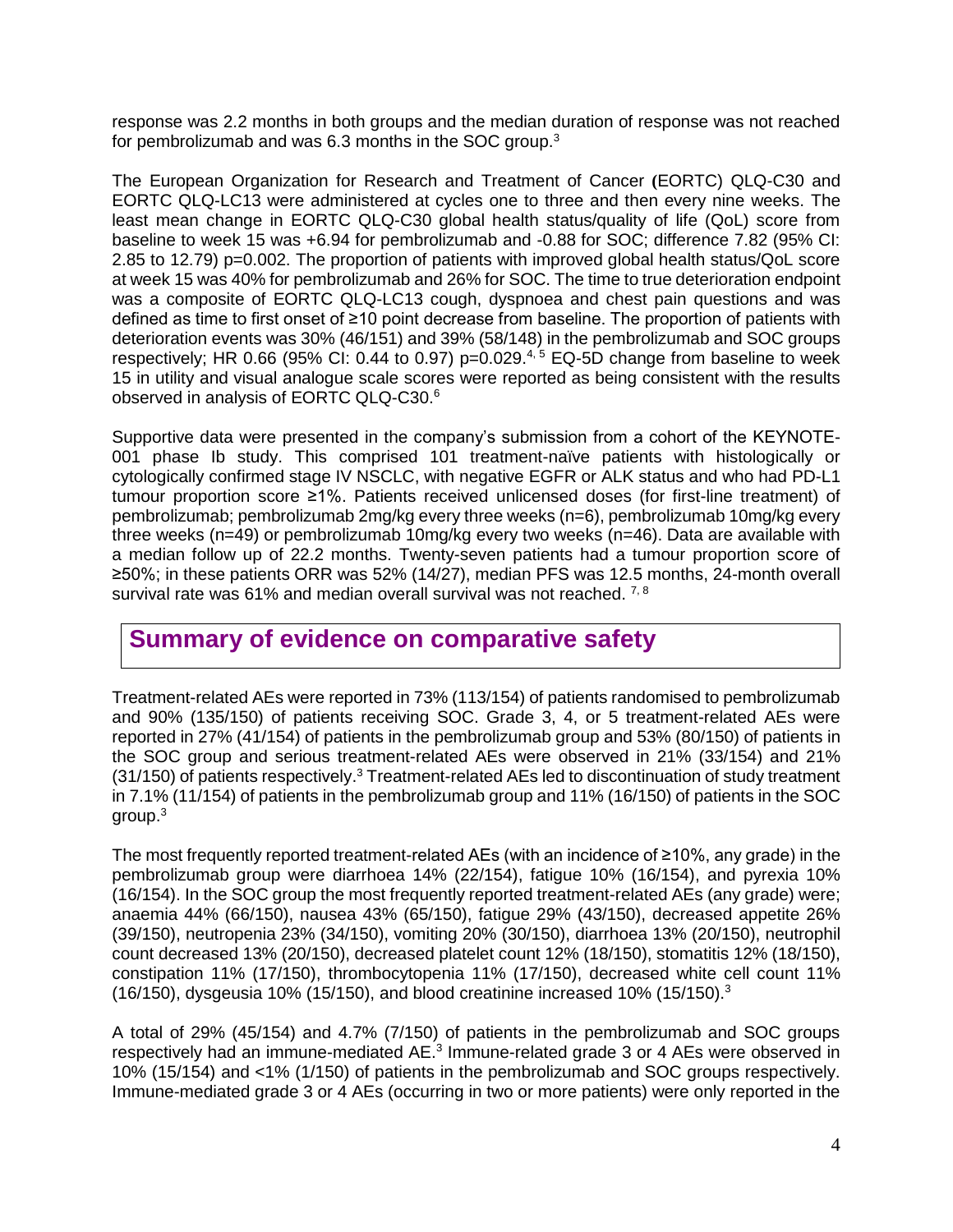response was 2.2 months in both groups and the median duration of response was not reached for pembrolizumab and was 6.3 months in the SOC group.[3]

The European Organization for Research and Treatment of Cancer (EORTC) QLQ-C30 and EORTC QLQ-LC13 were administered at cycles one to three and then every nine weeks. The least mean change in EORTC QLQ-C30 global health status/quality of life (QoL) score from baseline to week 15 was +6.94 for pembrolizumab and -0.88 for SOC; difference 7.82 (95% CI: 2.85 to 12.79) p=0.002. The proportion of patients with improved global health status/QoL score at week 15 was 40% for pembrolizumab and 26% for SOC. The time to true deterioration endpoint was a composite of EORTC QLQ-LC13 cough, dyspnoea and chest pain questions and was defined as time to first onset of ≥10 point decrease from baseline. The proportion of patients with deterioration events was 30% (46/151) and 39% (58/148) in the pembrolizumab and SOC groups respectively; HR 0.66 (95% CI: 0.44 to 0.97) p=0.029.[4, 5] EQ-5D change from baseline to week 15 in utility and visual analogue scale scores were reported as being consistent with the results observed in analysis of EORTC QLQ-C30.[6]

Supportive data were presented in the company's submission from a cohort of the KEYNOTE-001 phase Ib study. This comprised 101 treatment-naïve patients with histologically or cytologically confirmed stage IV NSCLC, with negative EGFR or ALK status and who had PD-L1 tumour proportion score ≥1%. Patients received unlicensed doses (for first-line treatment) of pembrolizumab; pembrolizumab 2mg/kg every three weeks (n=6), pembrolizumab 10mg/kg every three weeks (n=49) or pembrolizumab 10mg/kg every two weeks (n=46). Data are available with a median follow up of 22.2 months. Twenty-seven patients had a tumour proportion score of ≥50%; in these patients ORR was 52% (14/27), median PFS was 12.5 months, 24-month overall survival rate was 61% and median overall survival was not reached. [7, 8]

## Summary of evidence on comparative safety

Treatment-related AEs were reported in 73% (113/154) of patients randomised to pembrolizumab and 90% (135/150) of patients receiving SOC. Grade 3, 4, or 5 treatment-related AEs were reported in 27% (41/154) of patients in the pembrolizumab group and 53% (80/150) of patients in the SOC group and serious treatment-related AEs were observed in 21% (33/154) and 21% (31/150) of patients respectively.[3] Treatment-related AEs led to discontinuation of study treatment in 7.1% (11/154) of patients in the pembrolizumab group and 11% (16/150) of patients in the SOC group.[3]

The most frequently reported treatment-related AEs (with an incidence of ≥10%, any grade) in the pembrolizumab group were diarrhoea 14% (22/154), fatigue 10% (16/154), and pyrexia 10% (16/154). In the SOC group the most frequently reported treatment-related AEs (any grade) were; anaemia 44% (66/150), nausea 43% (65/150), fatigue 29% (43/150), decreased appetite 26% (39/150), neutropenia 23% (34/150), vomiting 20% (30/150), diarrhoea 13% (20/150), neutrophil count decreased 13% (20/150), decreased platelet count 12% (18/150), stomatitis 12% (18/150), constipation 11% (17/150), thrombocytopenia 11% (17/150), decreased white cell count 11% (16/150), dysgeusia 10% (15/150), and blood creatinine increased 10% (15/150).[3]

A total of 29% (45/154) and 4.7% (7/150) of patients in the pembrolizumab and SOC groups respectively had an immune-mediated AE.[3] Immune-related grade 3 or 4 AEs were observed in 10% (15/154) and <1% (1/150) of patients in the pembrolizumab and SOC groups respectively. Immune-mediated grade 3 or 4 AEs (occurring in two or more patients) were only reported in the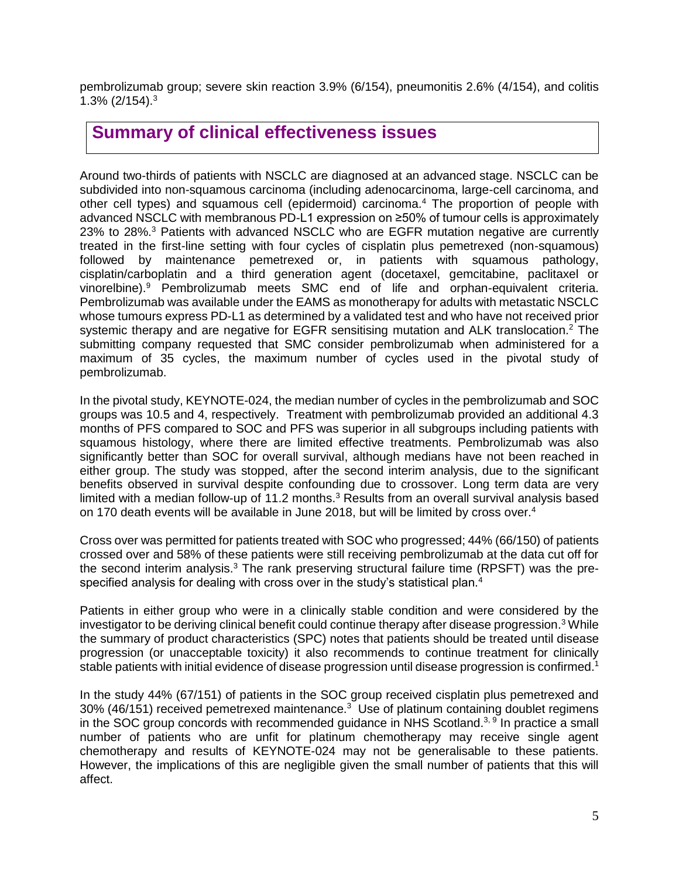pembrolizumab group; severe skin reaction 3.9% (6/154), pneumonitis 2.6% (4/154), and colitis 1.3% (2/154).[3]

## Summary of clinical effectiveness issues

Around two-thirds of patients with NSCLC are diagnosed at an advanced stage. NSCLC can be subdivided into non-squamous carcinoma (including adenocarcinoma, large-cell carcinoma, and other cell types) and squamous cell (epidermoid) carcinoma.[4] The proportion of people with advanced NSCLC with membranous PD-L1 expression on ≥50% of tumour cells is approximately 23% to 28%.[3] Patients with advanced NSCLC who are EGFR mutation negative are currently treated in the first-line setting with four cycles of cisplatin plus pemetrexed (non-squamous) followed by maintenance pemetrexed or, in patients with squamous pathology, cisplatin/carboplatin and a third generation agent (docetaxel, gemcitabine, paclitaxel or vinorelbine).[9] Pembrolizumab meets SMC end of life and orphan-equivalent criteria. Pembrolizumab was available under the EAMS as monotherapy for adults with metastatic NSCLC whose tumours express PD-L1 as determined by a validated test and who have not received prior systemic therapy and are negative for EGFR sensitising mutation and ALK translocation.[2] The submitting company requested that SMC consider pembrolizumab when administered for a maximum of 35 cycles, the maximum number of cycles used in the pivotal study of pembrolizumab.

In the pivotal study, KEYNOTE-024, the median number of cycles in the pembrolizumab and SOC groups was 10.5 and 4, respectively. Treatment with pembrolizumab provided an additional 4.3 months of PFS compared to SOC and PFS was superior in all subgroups including patients with squamous histology, where there are limited effective treatments. Pembrolizumab was also significantly better than SOC for overall survival, although medians have not been reached in either group. The study was stopped, after the second interim analysis, due to the significant benefits observed in survival despite confounding due to crossover. Long term data are very limited with a median follow-up of 11.2 months.[3] Results from an overall survival analysis based on 170 death events will be available in June 2018, but will be limited by cross over.[4]

Cross over was permitted for patients treated with SOC who progressed; 44% (66/150) of patients crossed over and 58% of these patients were still receiving pembrolizumab at the data cut off for the second interim analysis.[3] The rank preserving structural failure time (RPSFT) was the pre-specified analysis for dealing with cross over in the study's statistical plan.[4]

Patients in either group who were in a clinically stable condition and were considered by the investigator to be deriving clinical benefit could continue therapy after disease progression.[3] While the summary of product characteristics (SPC) notes that patients should be treated until disease progression (or unacceptable toxicity) it also recommends to continue treatment for clinically stable patients with initial evidence of disease progression until disease progression is confirmed.[1]

In the study 44% (67/151) of patients in the SOC group received cisplatin plus pemetrexed and 30% (46/151) received pemetrexed maintenance.[3] Use of platinum containing doublet regimens in the SOC group concords with recommended guidance in NHS Scotland.[3, 9] In practice a small number of patients who are unfit for platinum chemotherapy may receive single agent chemotherapy and results of KEYNOTE-024 may not be generalisable to these patients. However, the implications of this are negligible given the small number of patients that this will affect.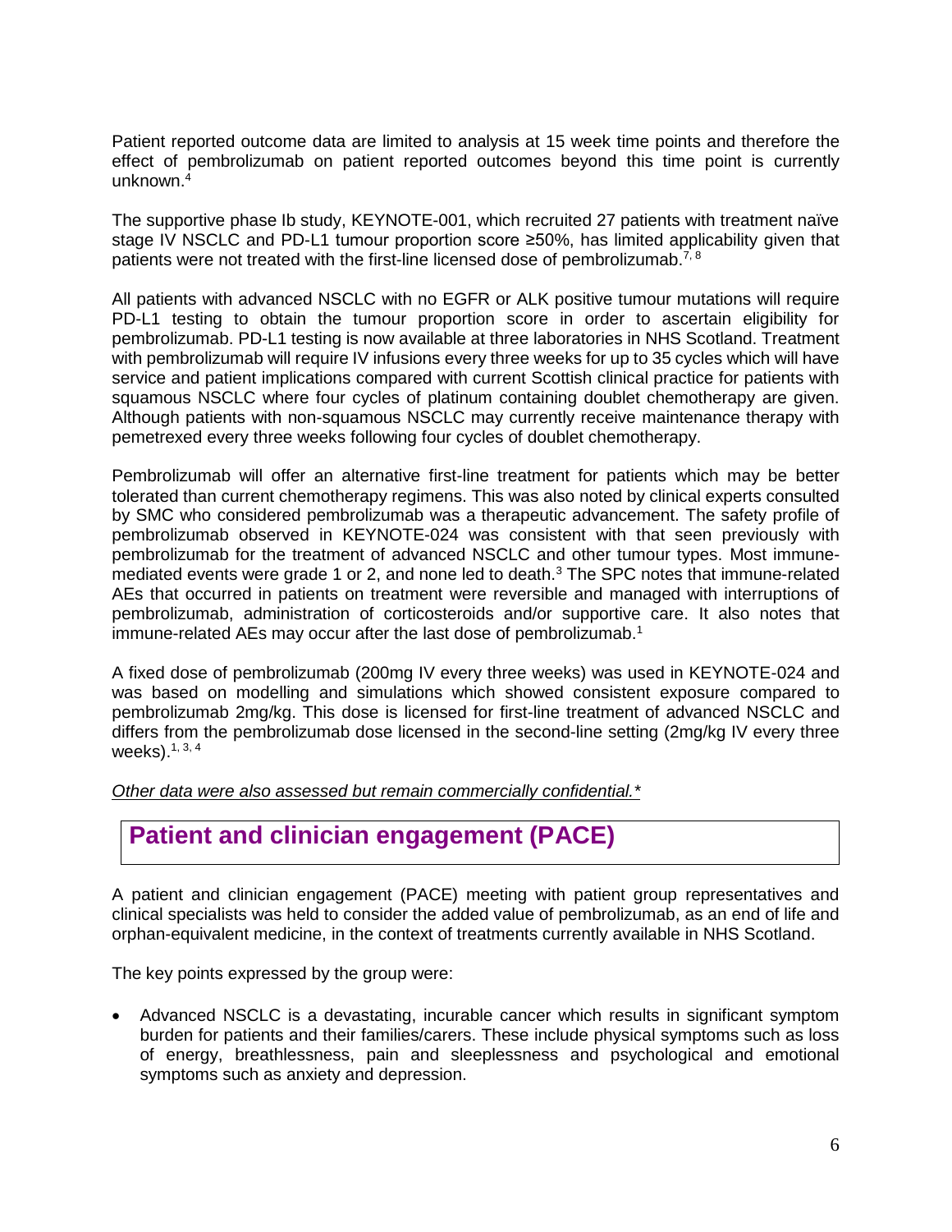Patient reported outcome data are limited to analysis at 15 week time points and therefore the effect of pembrolizumab on patient reported outcomes beyond this time point is currently unknown.[4]

The supportive phase Ib study, KEYNOTE-001, which recruited 27 patients with treatment naïve stage IV NSCLC and PD-L1 tumour proportion score ≥50%, has limited applicability given that patients were not treated with the first-line licensed dose of pembrolizumab.[7, 8]

All patients with advanced NSCLC with no EGFR or ALK positive tumour mutations will require PD-L1 testing to obtain the tumour proportion score in order to ascertain eligibility for pembrolizumab. PD-L1 testing is now available at three laboratories in NHS Scotland. Treatment with pembrolizumab will require IV infusions every three weeks for up to 35 cycles which will have service and patient implications compared with current Scottish clinical practice for patients with squamous NSCLC where four cycles of platinum containing doublet chemotherapy are given. Although patients with non-squamous NSCLC may currently receive maintenance therapy with pemetrexed every three weeks following four cycles of doublet chemotherapy.

Pembrolizumab will offer an alternative first-line treatment for patients which may be better tolerated than current chemotherapy regimens. This was also noted by clinical experts consulted by SMC who considered pembrolizumab was a therapeutic advancement. The safety profile of pembrolizumab observed in KEYNOTE-024 was consistent with that seen previously with pembrolizumab for the treatment of advanced NSCLC and other tumour types. Most immune-mediated events were grade 1 or 2, and none led to death.[3] The SPC notes that immune-related AEs that occurred in patients on treatment were reversible and managed with interruptions of pembrolizumab, administration of corticosteroids and/or supportive care. It also notes that immune-related AEs may occur after the last dose of pembrolizumab.[1]

A fixed dose of pembrolizumab (200mg IV every three weeks) was used in KEYNOTE-024 and was based on modelling and simulations which showed consistent exposure compared to pembrolizumab 2mg/kg. This dose is licensed for first-line treatment of advanced NSCLC and differs from the pembrolizumab dose licensed in the second-line setting (2mg/kg IV every three weeks).[1, 3, 4]

*Other data were also assessed but remain commercially confidential.**

## Patient and clinician engagement (PACE)

A patient and clinician engagement (PACE) meeting with patient group representatives and clinical specialists was held to consider the added value of pembrolizumab, as an end of life and orphan-equivalent medicine, in the context of treatments currently available in NHS Scotland.

The key points expressed by the group were:

- Advanced NSCLC is a devastating, incurable cancer which results in significant symptom burden for patients and their families/carers. These include physical symptoms such as loss of energy, breathlessness, pain and sleeplessness and psychological and emotional symptoms such as anxiety and depression.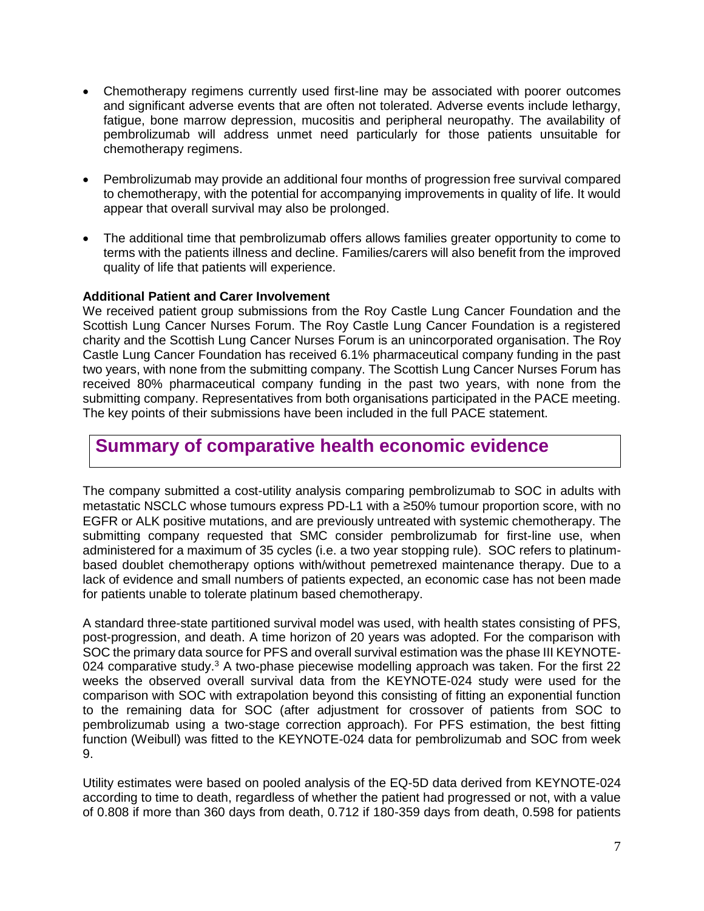- Chemotherapy regimens currently used first-line may be associated with poorer outcomes and significant adverse events that are often not tolerated. Adverse events include lethargy, fatigue, bone marrow depression, mucositis and peripheral neuropathy. The availability of pembrolizumab will address unmet need particularly for those patients unsuitable for chemotherapy regimens.

- Pembrolizumab may provide an additional four months of progression free survival compared to chemotherapy, with the potential for accompanying improvements in quality of life. It would appear that overall survival may also be prolonged.

- The additional time that pembrolizumab offers allows families greater opportunity to come to terms with the patients illness and decline. Families/carers will also benefit from the improved quality of life that patients will experience.

**Additional Patient and Carer Involvement**

We received patient group submissions from the Roy Castle Lung Cancer Foundation and the Scottish Lung Cancer Nurses Forum. The Roy Castle Lung Cancer Foundation is a registered charity and the Scottish Lung Cancer Nurses Forum is an unincorporated organisation. The Roy Castle Lung Cancer Foundation has received 6.1% pharmaceutical company funding in the past two years, with none from the submitting company. The Scottish Lung Cancer Nurses Forum has received 80% pharmaceutical company funding in the past two years, with none from the submitting company. Representatives from both organisations participated in the PACE meeting. The key points of their submissions have been included in the full PACE statement.

## Summary of comparative health economic evidence

The company submitted a cost-utility analysis comparing pembrolizumab to SOC in adults with metastatic NSCLC whose tumours express PD-L1 with a ≥50% tumour proportion score, with no EGFR or ALK positive mutations, and are previously untreated with systemic chemotherapy. The submitting company requested that SMC consider pembrolizumab for first-line use, when administered for a maximum of 35 cycles (i.e. a two year stopping rule). SOC refers to platinum-based doublet chemotherapy options with/without pemetrexed maintenance therapy. Due to a lack of evidence and small numbers of patients expected, an economic case has not been made for patients unable to tolerate platinum based chemotherapy.

A standard three-state partitioned survival model was used, with health states consisting of PFS, post-progression, and death. A time horizon of 20 years was adopted. For the comparison with SOC the primary data source for PFS and overall survival estimation was the phase III KEYNOTE-024 comparative study.[3] A two-phase piecewise modelling approach was taken. For the first 22 weeks the observed overall survival data from the KEYNOTE-024 study were used for the comparison with SOC with extrapolation beyond this consisting of fitting an exponential function to the remaining data for SOC (after adjustment for crossover of patients from SOC to pembrolizumab using a two-stage correction approach). For PFS estimation, the best fitting function (Weibull) was fitted to the KEYNOTE-024 data for pembrolizumab and SOC from week 9.

Utility estimates were based on pooled analysis of the EQ-5D data derived from KEYNOTE-024 according to time to death, regardless of whether the patient had progressed or not, with a value of 0.808 if more than 360 days from death, 0.712 if 180-359 days from death, 0.598 for patients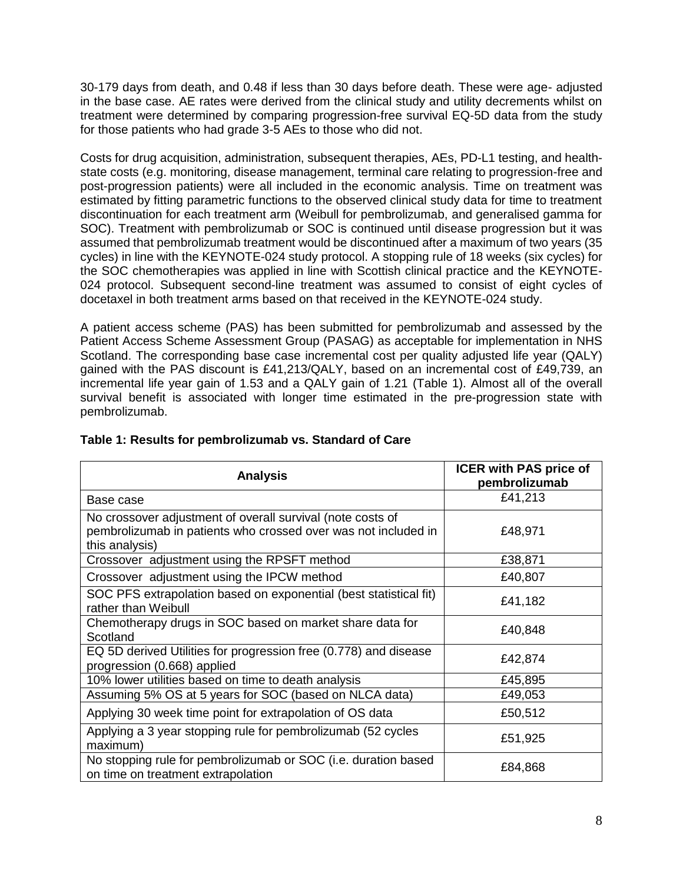30-179 days from death, and 0.48 if less than 30 days before death. These were age- adjusted in the base case. AE rates were derived from the clinical study and utility decrements whilst on treatment were determined by comparing progression-free survival EQ-5D data from the study for those patients who had grade 3-5 AEs to those who did not.

Costs for drug acquisition, administration, subsequent therapies, AEs, PD-L1 testing, and health-state costs (e.g. monitoring, disease management, terminal care relating to progression-free and post-progression patients) were all included in the economic analysis. Time on treatment was estimated by fitting parametric functions to the observed clinical study data for time to treatment discontinuation for each treatment arm (Weibull for pembrolizumab, and generalised gamma for SOC). Treatment with pembrolizumab or SOC is continued until disease progression but it was assumed that pembrolizumab treatment would be discontinued after a maximum of two years (35 cycles) in line with the KEYNOTE-024 study protocol. A stopping rule of 18 weeks (six cycles) for the SOC chemotherapies was applied in line with Scottish clinical practice and the KEYNOTE-024 protocol. Subsequent second-line treatment was assumed to consist of eight cycles of docetaxel in both treatment arms based on that received in the KEYNOTE-024 study.

A patient access scheme (PAS) has been submitted for pembrolizumab and assessed by the Patient Access Scheme Assessment Group (PASAG) as acceptable for implementation in NHS Scotland. The corresponding base case incremental cost per quality adjusted life year (QALY) gained with the PAS discount is £41,213/QALY, based on an incremental cost of £49,739, an incremental life year gain of 1.53 and a QALY gain of 1.21 (Table 1). Almost all of the overall survival benefit is associated with longer time estimated in the pre-progression state with pembrolizumab.

**Table 1: Results for pembrolizumab vs. Standard of Care**

| Analysis | ICER with PAS price of pembrolizumab |
|---|---|
| Base case | £41,213 |
| No crossover adjustment of overall survival (note costs of pembrolizumab in patients who crossed over was not included in this analysis) | £48,971 |
| Crossover adjustment using the RPSFT method | £38,871 |
| Crossover adjustment using the IPCW method | £40,807 |
| SOC PFS extrapolation based on exponential (best statistical fit) rather than Weibull | £41,182 |
| Chemotherapy drugs in SOC based on market share data for Scotland | £40,848 |
| EQ 5D derived Utilities for progression free (0.778) and disease progression (0.668) applied | £42,874 |
| 10% lower utilities based on time to death analysis | £45,895 |
| Assuming 5% OS at 5 years for SOC (based on NLCA data) | £49,053 |
| Applying 30 week time point for extrapolation of OS data | £50,512 |
| Applying a 3 year stopping rule for pembrolizumab (52 cycles maximum) | £51,925 |
| No stopping rule for pembrolizumab or SOC (i.e. duration based on time on treatment extrapolation | £84,868 |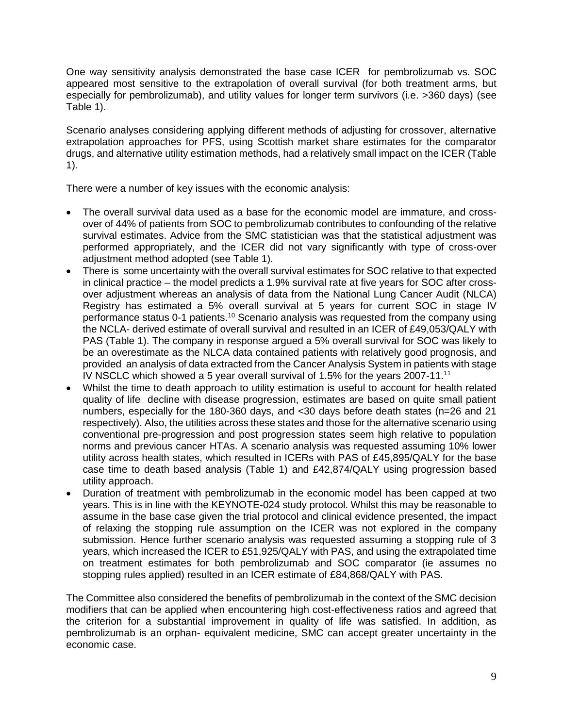One way sensitivity analysis demonstrated the base case ICER for pembrolizumab vs. SOC appeared most sensitive to the extrapolation of overall survival (for both treatment arms, but especially for pembrolizumab), and utility values for longer term survivors (i.e. >360 days) (see Table 1).

Scenario analyses considering applying different methods of adjusting for crossover, alternative extrapolation approaches for PFS, using Scottish market share estimates for the comparator drugs, and alternative utility estimation methods, had a relatively small impact on the ICER (Table 1).

There were a number of key issues with the economic analysis:

- The overall survival data used as a base for the economic model are immature, and cross-over of 44% of patients from SOC to pembrolizumab contributes to confounding of the relative survival estimates. Advice from the SMC statistician was that the statistical adjustment was performed appropriately, and the ICER did not vary significantly with type of cross-over adjustment method adopted (see Table 1).
- There is some uncertainty with the overall survival estimates for SOC relative to that expected in clinical practice – the model predicts a 1.9% survival rate at five years for SOC after cross-over adjustment whereas an analysis of data from the National Lung Cancer Audit (NLCA) Registry has estimated a 5% overall survival at 5 years for current SOC in stage IV performance status 0-1 patients.[10] Scenario analysis was requested from the company using the NCLA- derived estimate of overall survival and resulted in an ICER of £49,053/QALY with PAS (Table 1). The company in response argued a 5% overall survival for SOC was likely to be an overestimate as the NLCA data contained patients with relatively good prognosis, and provided an analysis of data extracted from the Cancer Analysis System in patients with stage IV NSCLC which showed a 5 year overall survival of 1.5% for the years 2007-11.[11]
- Whilst the time to death approach to utility estimation is useful to account for health related quality of life decline with disease progression, estimates are based on quite small patient numbers, especially for the 180-360 days, and <30 days before death states (n=26 and 21 respectively). Also, the utilities across these states and those for the alternative scenario using conventional pre-progression and post progression states seem high relative to population norms and previous cancer HTAs. A scenario analysis was requested assuming 10% lower utility across health states, which resulted in ICERs with PAS of £45,895/QALY for the base case time to death based analysis (Table 1) and £42,874/QALY using progression based utility approach.
- Duration of treatment with pembrolizumab in the economic model has been capped at two years. This is in line with the KEYNOTE-024 study protocol. Whilst this may be reasonable to assume in the base case given the trial protocol and clinical evidence presented, the impact of relaxing the stopping rule assumption on the ICER was not explored in the company submission. Hence further scenario analysis was requested assuming a stopping rule of 3 years, which increased the ICER to £51,925/QALY with PAS, and using the extrapolated time on treatment estimates for both pembrolizumab and SOC comparator (ie assumes no stopping rules applied) resulted in an ICER estimate of £84,868/QALY with PAS.

The Committee also considered the benefits of pembrolizumab in the context of the SMC decision modifiers that can be applied when encountering high cost-effectiveness ratios and agreed that the criterion for a substantial improvement in quality of life was satisfied. In addition, as pembrolizumab is an orphan- equivalent medicine, SMC can accept greater uncertainty in the economic case.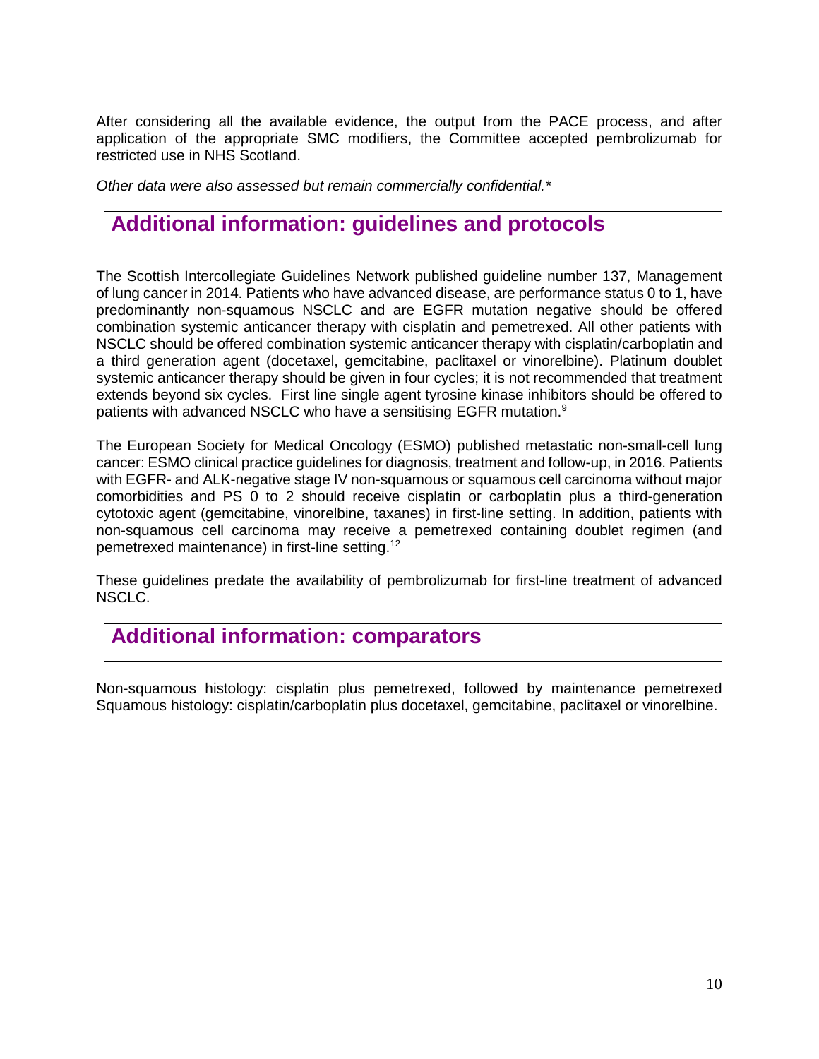After considering all the available evidence, the output from the PACE process, and after application of the appropriate SMC modifiers, the Committee accepted pembrolizumab for restricted use in NHS Scotland.

*Other data were also assessed but remain commercially confidential.**

## Additional information: guidelines and protocols

The Scottish Intercollegiate Guidelines Network published guideline number 137, Management of lung cancer in 2014. Patients who have advanced disease, are performance status 0 to 1, have predominantly non-squamous NSCLC and are EGFR mutation negative should be offered combination systemic anticancer therapy with cisplatin and pemetrexed. All other patients with NSCLC should be offered combination systemic anticancer therapy with cisplatin/carboplatin and a third generation agent (docetaxel, gemcitabine, paclitaxel or vinorelbine). Platinum doublet systemic anticancer therapy should be given in four cycles; it is not recommended that treatment extends beyond six cycles. First line single agent tyrosine kinase inhibitors should be offered to patients with advanced NSCLC who have a sensitising EGFR mutation.[9]

The European Society for Medical Oncology (ESMO) published metastatic non-small-cell lung cancer: ESMO clinical practice guidelines for diagnosis, treatment and follow-up, in 2016. Patients with EGFR- and ALK-negative stage IV non-squamous or squamous cell carcinoma without major comorbidities and PS 0 to 2 should receive cisplatin or carboplatin plus a third-generation cytotoxic agent (gemcitabine, vinorelbine, taxanes) in first-line setting. In addition, patients with non-squamous cell carcinoma may receive a pemetrexed containing doublet regimen (and pemetrexed maintenance) in first-line setting.[12]

These guidelines predate the availability of pembrolizumab for first-line treatment of advanced NSCLC.

## Additional information: comparators

Non-squamous histology: cisplatin plus pemetrexed, followed by maintenance pemetrexed
Squamous histology: cisplatin/carboplatin plus docetaxel, gemcitabine, paclitaxel or vinorelbine.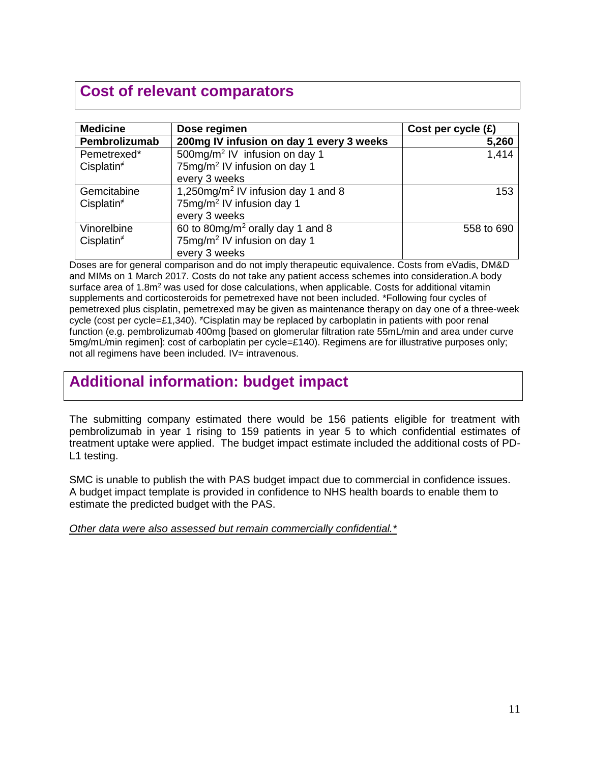## Cost of relevant comparators

| Medicine | Dose regimen | Cost per cycle (£) |
|---|---|---|
| **Pembrolizumab** | **200mg IV infusion on day 1 every 3 weeks** | **5,260** |
| Pemetrexed*<br>Cisplatin[≠] | 500mg/m$^2$ IV infusion on day 1<br>75mg/m$^2$ IV infusion on day 1<br>every 3 weeks | 1,414 |
| Gemcitabine<br>Cisplatin[≠] | 1,250mg/m$^2$ IV infusion day 1 and 8<br>75mg/m$^2$ IV infusion day 1<br>every 3 weeks | 153 |
| Vinorelbine<br>Cisplatin[≠] | 60 to 80mg/m$^2$ orally day 1 and 8<br>75mg/m$^2$ IV infusion on day 1<br>every 3 weeks | 558 to 690 |

Doses are for general comparison and do not imply therapeutic equivalence. Costs from eVadis, DM&D and MIMs on 1 March 2017. Costs do not take any patient access schemes into consideration. A body surface area of 1.8m$^2$ was used for dose calculations, when applicable. Costs for additional vitamin supplements and corticosteroids for pemetrexed have not been included. *Following four cycles of pemetrexed plus cisplatin, pemetrexed may be given as maintenance therapy on day one of a three-week cycle (cost per cycle=£1,340). [≠]Cisplatin may be replaced by carboplatin in patients with poor renal function (e.g. pembrolizumab 400mg [based on glomerular filtration rate 55mL/min and area under curve 5mg/mL/min regimen]: cost of carboplatin per cycle=£140). Regimens are for illustrative purposes only; not all regimens have been included. IV= intravenous.

## Additional information: budget impact

The submitting company estimated there would be 156 patients eligible for treatment with pembrolizumab in year 1 rising to 159 patients in year 5 to which confidential estimates of treatment uptake were applied. The budget impact estimate included the additional costs of PD-L1 testing.

SMC is unable to publish the with PAS budget impact due to commercial in confidence issues. A budget impact template is provided in confidence to NHS health boards to enable them to estimate the predicted budget with the PAS.

*Other data were also assessed but remain commercially confidential.**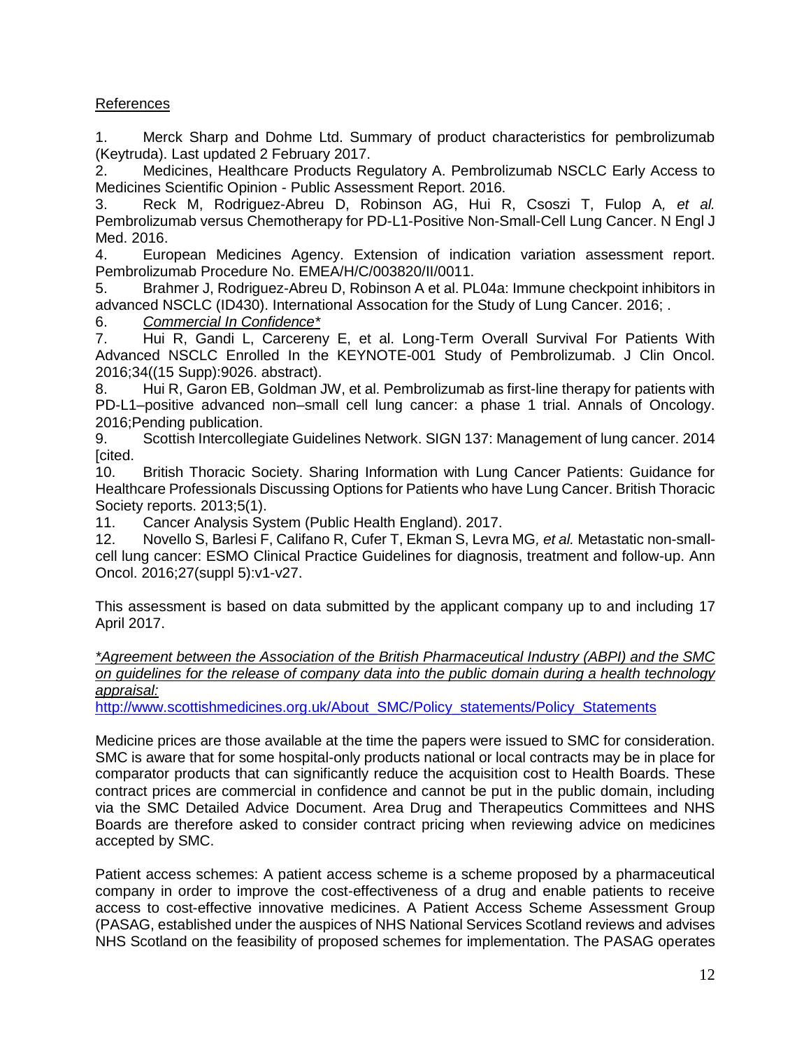References

1. Merck Sharp and Dohme Ltd. Summary of product characteristics for pembrolizumab (Keytruda). Last updated 2 February 2017.
2. Medicines, Healthcare Products Regulatory A. Pembrolizumab NSCLC Early Access to Medicines Scientific Opinion - Public Assessment Report. 2016.
3. Reck M, Rodriguez-Abreu D, Robinson AG, Hui R, Csoszi T, Fulop A, *et al.* Pembrolizumab versus Chemotherapy for PD-L1-Positive Non-Small-Cell Lung Cancer. N Engl J Med. 2016.
4. European Medicines Agency. Extension of indication variation assessment report. Pembrolizumab Procedure No. EMEA/H/C/003820/II/0011.
5. Brahmer J, Rodriguez-Abreu D, Robinson A et al. PL04a: Immune checkpoint inhibitors in advanced NSCLC (ID430). International Assocation for the Study of Lung Cancer. 2016; .
6. *Commercial In Confidence**
7. Hui R, Gandi L, Carcereny E, et al. Long-Term Overall Survival For Patients With Advanced NSCLC Enrolled In the KEYNOTE-001 Study of Pembrolizumab. J Clin Oncol. 2016;34((15 Supp):9026. abstract).
8. Hui R, Garon EB, Goldman JW, et al. Pembrolizumab as first-line therapy for patients with PD-L1–positive advanced non–small cell lung cancer: a phase 1 trial. Annals of Oncology. 2016;Pending publication.
9. Scottish Intercollegiate Guidelines Network. SIGN 137: Management of lung cancer. 2014 [cited.
10. British Thoracic Society. Sharing Information with Lung Cancer Patients: Guidance for Healthcare Professionals Discussing Options for Patients who have Lung Cancer. British Thoracic Society reports. 2013;5(1).
11. Cancer Analysis System (Public Health England). 2017.
12. Novello S, Barlesi F, Califano R, Cufer T, Ekman S, Levra MG, *et al.* Metastatic non-small-cell lung cancer: ESMO Clinical Practice Guidelines for diagnosis, treatment and follow-up. Ann Oncol. 2016;27(suppl 5):v1-v27.

This assessment is based on data submitted by the applicant company up to and including 17 April 2017.

*\*Agreement between the Association of the British Pharmaceutical Industry (ABPI) and the SMC on guidelines for the release of company data into the public domain during a health technology appraisal:*
http://www.scottishmedicines.org.uk/About_SMC/Policy_statements/Policy_Statements

Medicine prices are those available at the time the papers were issued to SMC for consideration. SMC is aware that for some hospital-only products national or local contracts may be in place for comparator products that can significantly reduce the acquisition cost to Health Boards. These contract prices are commercial in confidence and cannot be put in the public domain, including via the SMC Detailed Advice Document. Area Drug and Therapeutics Committees and NHS Boards are therefore asked to consider contract pricing when reviewing advice on medicines accepted by SMC.

Patient access schemes: A patient access scheme is a scheme proposed by a pharmaceutical company in order to improve the cost-effectiveness of a drug and enable patients to receive access to cost-effective innovative medicines. A Patient Access Scheme Assessment Group (PASAG, established under the auspices of NHS National Services Scotland reviews and advises NHS Scotland on the feasibility of proposed schemes for implementation. The PASAG operates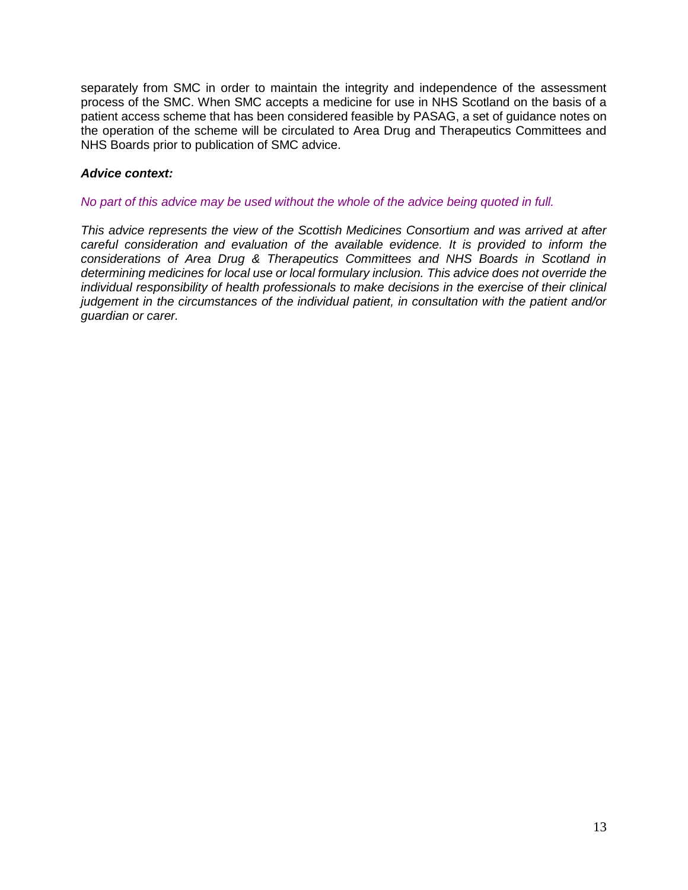separately from SMC in order to maintain the integrity and independence of the assessment process of the SMC. When SMC accepts a medicine for use in NHS Scotland on the basis of a patient access scheme that has been considered feasible by PASAG, a set of guidance notes on the operation of the scheme will be circulated to Area Drug and Therapeutics Committees and NHS Boards prior to publication of SMC advice.

***Advice context:***

*No part of this advice may be used without the whole of the advice being quoted in full.*

*This advice represents the view of the Scottish Medicines Consortium and was arrived at after careful consideration and evaluation of the available evidence. It is provided to inform the considerations of Area Drug & Therapeutics Committees and NHS Boards in Scotland in determining medicines for local use or local formulary inclusion. This advice does not override the individual responsibility of health professionals to make decisions in the exercise of their clinical judgement in the circumstances of the individual patient, in consultation with the patient and/or guardian or carer.*